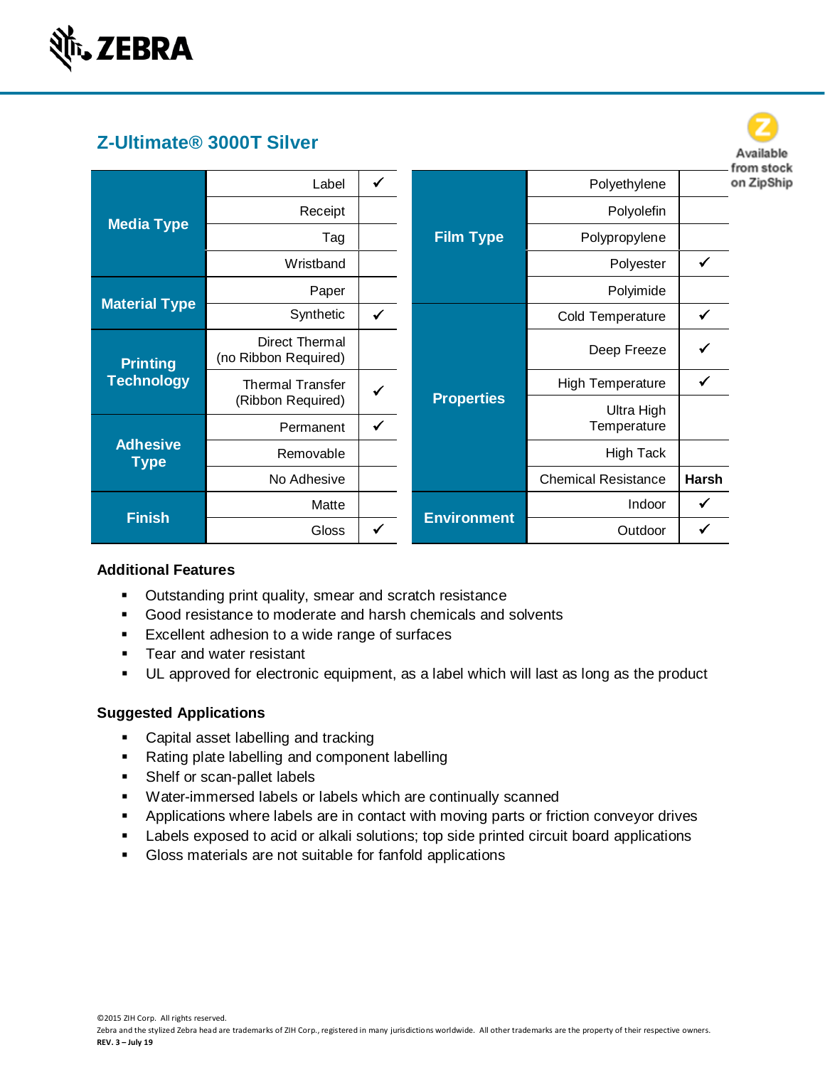ZEBRA

## Z-Ultimate® 3000T Silver

Available from stock on ZipShip

| Category | Option | |
|---|---|---|
| Media Type | Label | ✓ |
| | Receipt | |
| | Tag | |
| | Wristband | |
| Material Type | Paper | |
| | Synthetic | ✓ |
| Printing Technology | Direct Thermal (no Ribbon Required) | |
| | Thermal Transfer (Ribbon Required) | ✓ |
| Adhesive Type | Permanent | ✓ |
| | Removable | |
| | No Adhesive | |
| Finish | Matte | |
| | Gloss | ✓ |

| Category | Option | |
|---|---|---|
| Film Type | Polyethylene | |
| | Polyolefin | |
| | Polypropylene | |
| | Polyester | ✓ |
| | Polyimide | |
| Properties | Cold Temperature | ✓ |
| | Deep Freeze | ✓ |
| | High Temperature | ✓ |
| | Ultra High Temperature | |
| | High Tack | |
| | Chemical Resistance | **Harsh** |
| Environment | Indoor | ✓ |
| | Outdoor | ✓ |

### Additional Features

- Outstanding print quality, smear and scratch resistance
- Good resistance to moderate and harsh chemicals and solvents
- Excellent adhesion to a wide range of surfaces
- Tear and water resistant
- UL approved for electronic equipment, as a label which will last as long as the product

### Suggested Applications

- Capital asset labelling and tracking
- Rating plate labelling and component labelling
- Shelf or scan-pallet labels
- Water-immersed labels or labels which are continually scanned
- Applications where labels are in contact with moving parts or friction conveyor drives
- Labels exposed to acid or alkali solutions; top side printed circuit board applications
- Gloss materials are not suitable for fanfold applications

©2015 ZIH Corp. All rights reserved.
Zebra and the stylized Zebra head are trademarks of ZIH Corp., registered in many jurisdictions worldwide. All other trademarks are the property of their respective owners.
**REV. 3 – July 19**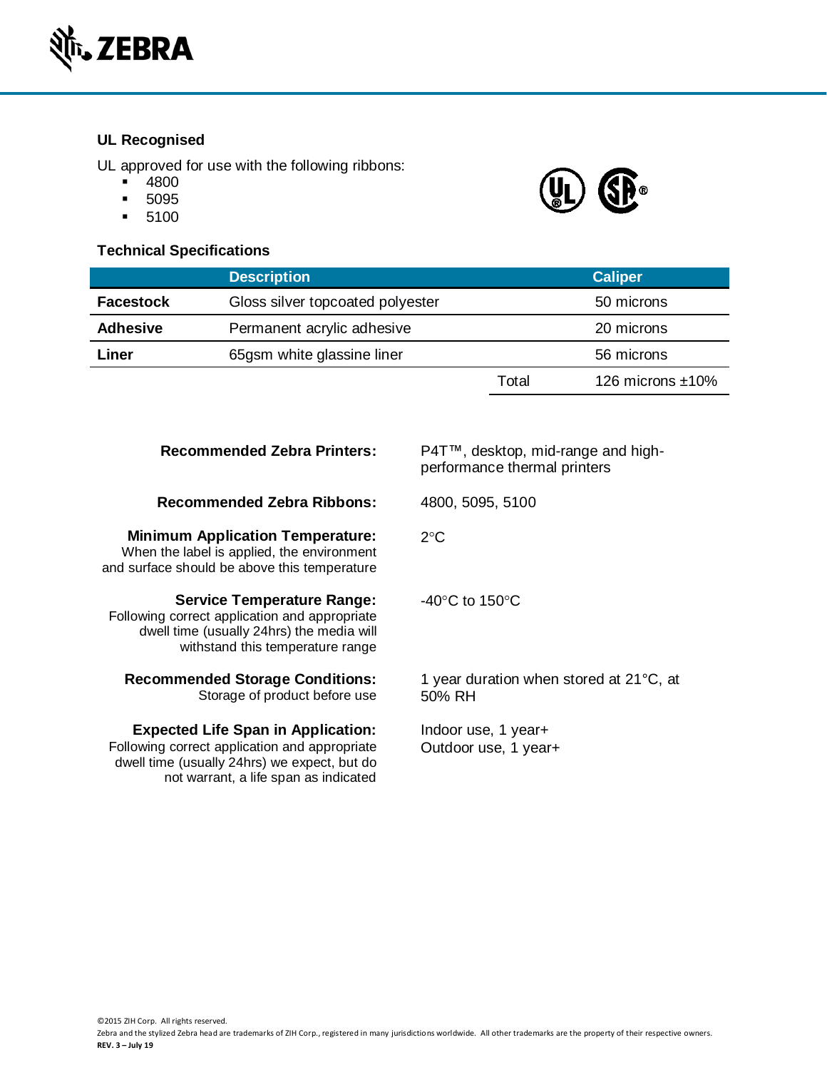### UL Recognised

UL approved for use with the following ribbons:

- 4800
- 5095
- 5100

### Technical Specifications

| | Description | | Caliper |
|---|---|---|---|
| **Facestock** | Gloss silver topcoated polyester | | 50 microns |
| **Adhesive** | Permanent acrylic adhesive | | 20 microns |
| **Liner** | 65gsm white glassine liner | | 56 microns |
| | | Total | 126 microns ±10% |

| | |
|---|---|
| **Recommended Zebra Printers:** | P4T™, desktop, mid-range and high-performance thermal printers |
| **Recommended Zebra Ribbons:** | 4800, 5095, 5100 |
| **Minimum Application Temperature:** When the label is applied, the environment and surface should be above this temperature | 2°C |
| **Service Temperature Range:** Following correct application and appropriate dwell time (usually 24hrs) the media will withstand this temperature range | -40°C to 150°C |
| **Recommended Storage Conditions:** Storage of product before use | 1 year duration when stored at 21°C, at 50% RH |
| **Expected Life Span in Application:** Following correct application and appropriate dwell time (usually 24hrs) we expect, but do not warrant, a life span as indicated | Indoor use, 1 year+<br>Outdoor use, 1 year+ |

©2015 ZIH Corp. All rights reserved.
Zebra and the stylized Zebra head are trademarks of ZIH Corp., registered in many jurisdictions worldwide. All other trademarks are the property of their respective owners.
**REV. 3 – July 19**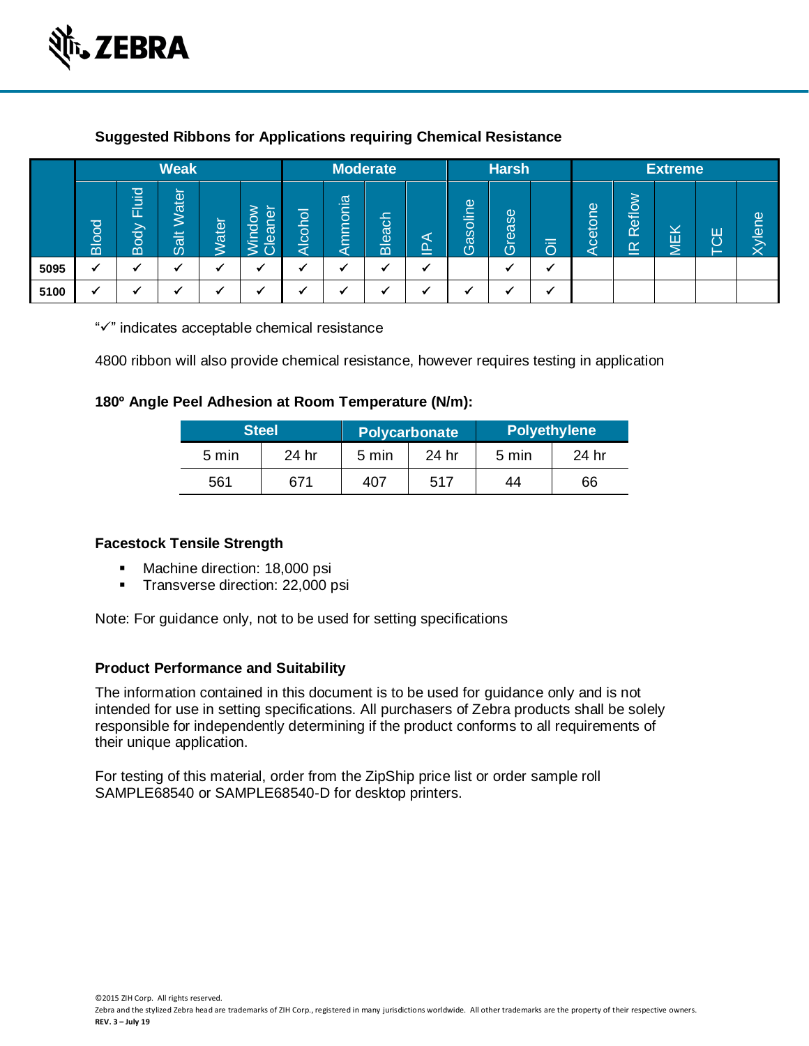### Suggested Ribbons for Applications requiring Chemical Resistance

| | Weak | | | | | Moderate | | | | Harsh | | | Extreme | | | | |
|---|---|---|---|---|---|---|---|---|---|---|---|---|---|---|---|---|---|
| | Blood | Body Fluid | Salt Water | Water | Window Cleaner | Alcohol | Ammonia | Bleach | IPA | Gasoline | Grease | Oil | Acetone | IR Reflow | MEK | TCE | Xylene |
| **5095** | ✓ | ✓ | ✓ | ✓ | ✓ | ✓ | ✓ | ✓ | ✓ | | ✓ | ✓ | | | | | |
| **5100** | ✓ | ✓ | ✓ | ✓ | ✓ | ✓ | ✓ | ✓ | ✓ | ✓ | ✓ | ✓ | | | | | |

"✓" indicates acceptable chemical resistance

4800 ribbon will also provide chemical resistance, however requires testing in application

### 180º Angle Peel Adhesion at Room Temperature (N/m):

| Steel | | Polycarbonate | | Polyethylene | |
|---|---|---|---|---|---|
| 5 min | 24 hr | 5 min | 24 hr | 5 min | 24 hr |
| 561 | 671 | 407 | 517 | 44 | 66 |

### Facestock Tensile Strength

- Machine direction: 18,000 psi
- Transverse direction: 22,000 psi

Note: For guidance only, not to be used for setting specifications

### Product Performance and Suitability

The information contained in this document is to be used for guidance only and is not intended for use in setting specifications. All purchasers of Zebra products shall be solely responsible for independently determining if the product conforms to all requirements of their unique application.

For testing of this material, order from the ZipShip price list or order sample roll SAMPLE68540 or SAMPLE68540-D for desktop printers.

©2015 ZIH Corp. All rights reserved.
Zebra and the stylized Zebra head are trademarks of ZIH Corp., registered in many jurisdictions worldwide. All other trademarks are the property of their respective owners.
**REV. 3 – July 19**